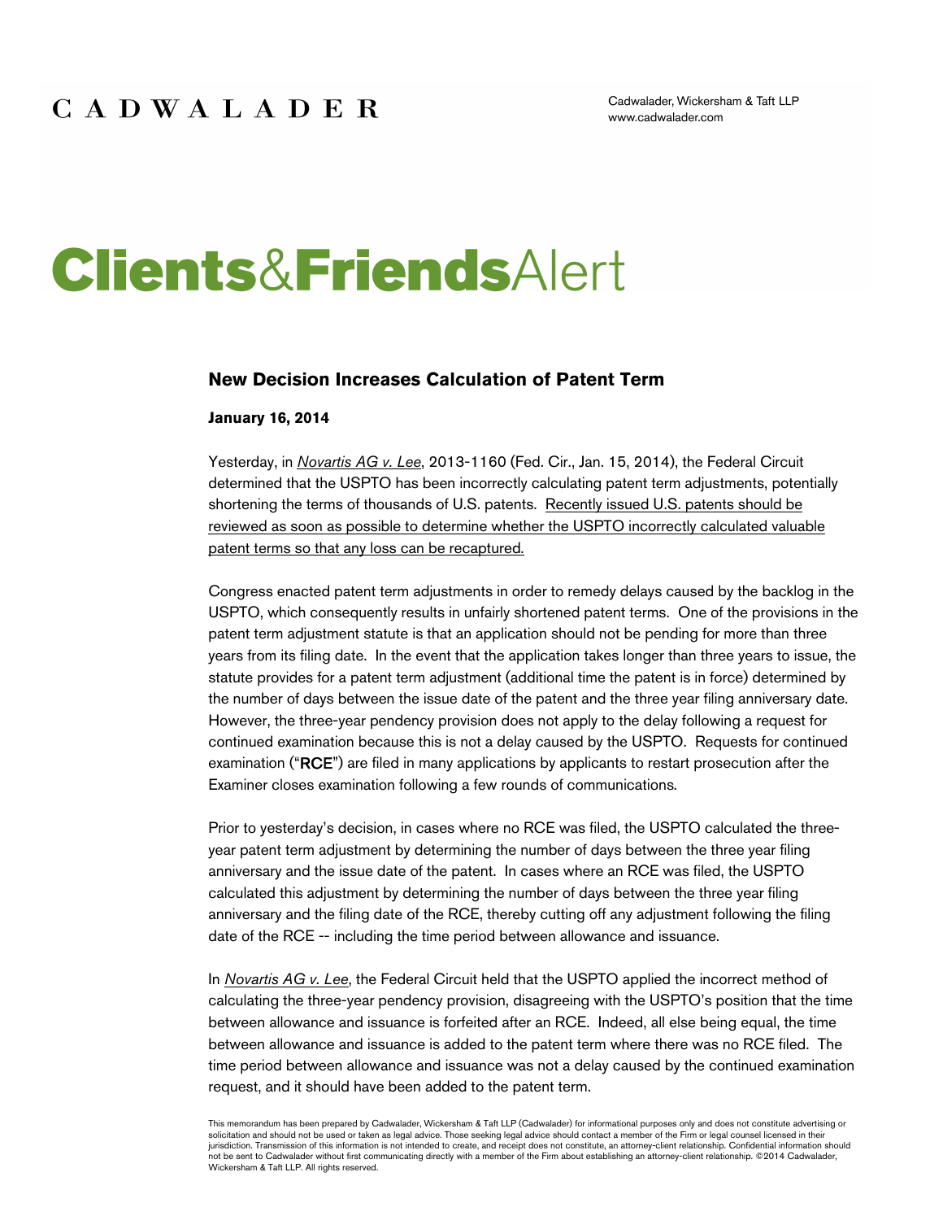CADWALADER

Cadwalader, Wickersham & Taft LLP
www.cadwalader.com

# Clients&FriendsAlert

## New Decision Increases Calculation of Patent Term

**January 16, 2014**

Yesterday, in *Novartis AG v. Lee*, 2013-1160 (Fed. Cir., Jan. 15, 2014), the Federal Circuit determined that the USPTO has been incorrectly calculating patent term adjustments, potentially shortening the terms of thousands of U.S. patents. Recently issued U.S. patents should be reviewed as soon as possible to determine whether the USPTO incorrectly calculated valuable patent terms so that any loss can be recaptured.

Congress enacted patent term adjustments in order to remedy delays caused by the backlog in the USPTO, which consequently results in unfairly shortened patent terms. One of the provisions in the patent term adjustment statute is that an application should not be pending for more than three years from its filing date. In the event that the application takes longer than three years to issue, the statute provides for a patent term adjustment (additional time the patent is in force) determined by the number of days between the issue date of the patent and the three year filing anniversary date. However, the three-year pendency provision does not apply to the delay following a request for continued examination because this is not a delay caused by the USPTO. Requests for continued examination ("**RCE**") are filed in many applications by applicants to restart prosecution after the Examiner closes examination following a few rounds of communications.

Prior to yesterday's decision, in cases where no RCE was filed, the USPTO calculated the three-year patent term adjustment by determining the number of days between the three year filing anniversary and the issue date of the patent. In cases where an RCE was filed, the USPTO calculated this adjustment by determining the number of days between the three year filing anniversary and the filing date of the RCE, thereby cutting off any adjustment following the filing date of the RCE -- including the time period between allowance and issuance.

In *Novartis AG v. Lee*, the Federal Circuit held that the USPTO applied the incorrect method of calculating the three-year pendency provision, disagreeing with the USPTO's position that the time between allowance and issuance is forfeited after an RCE. Indeed, all else being equal, the time between allowance and issuance is added to the patent term where there was no RCE filed. The time period between allowance and issuance was not a delay caused by the continued examination request, and it should have been added to the patent term.

This memorandum has been prepared by Cadwalader, Wickersham & Taft LLP (Cadwalader) for informational purposes only and does not constitute advertising or solicitation and should not be used or taken as legal advice. Those seeking legal advice should contact a member of the Firm or legal counsel licensed in their jurisdiction. Transmission of this information is not intended to create, and receipt does not constitute, an attorney-client relationship. Confidential information should not be sent to Cadwalader without first communicating directly with a member of the Firm about establishing an attorney-client relationship. ©2014 Cadwalader, Wickersham & Taft LLP. All rights reserved.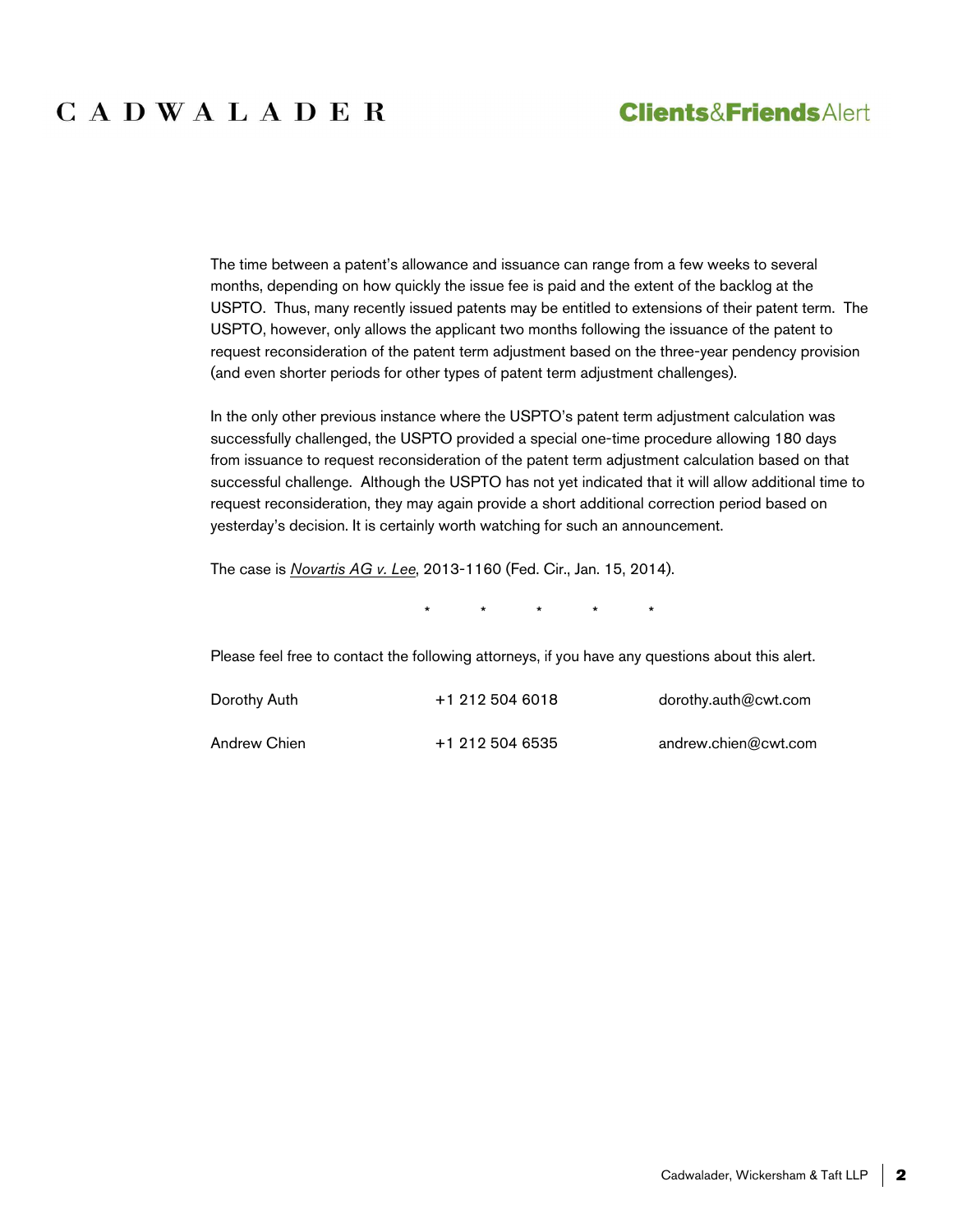The time between a patent's allowance and issuance can range from a few weeks to several months, depending on how quickly the issue fee is paid and the extent of the backlog at the USPTO. Thus, many recently issued patents may be entitled to extensions of their patent term. The USPTO, however, only allows the applicant two months following the issuance of the patent to request reconsideration of the patent term adjustment based on the three-year pendency provision (and even shorter periods for other types of patent term adjustment challenges).

In the only other previous instance where the USPTO's patent term adjustment calculation was successfully challenged, the USPTO provided a special one-time procedure allowing 180 days from issuance to request reconsideration of the patent term adjustment calculation based on that successful challenge. Although the USPTO has not yet indicated that it will allow additional time to request reconsideration, they may again provide a short additional correction period based on yesterday's decision. It is certainly worth watching for such an announcement.

The case is *Novartis AG v. Lee*, 2013-1160 (Fed. Cir., Jan. 15, 2014).

\* \* \* \* \*

Please feel free to contact the following attorneys, if you have any questions about this alert.

| | | |
|---|---|---|
| Dorothy Auth | +1 212 504 6018 | dorothy.auth@cwt.com |
| Andrew Chien | +1 212 504 6535 | andrew.chien@cwt.com |